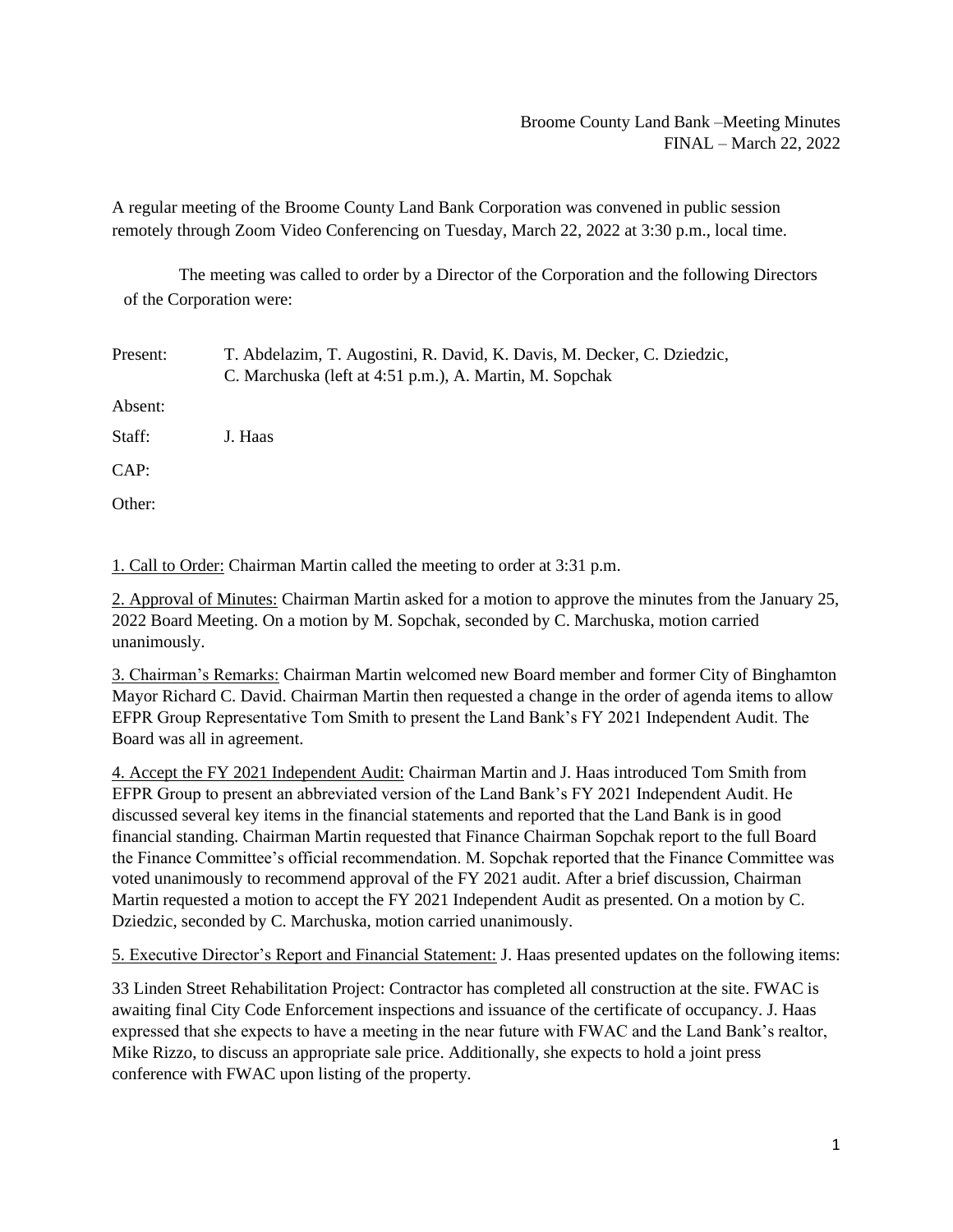Broome County Land Bank –Meeting Minutes
FINAL – March 22, 2022

A regular meeting of the Broome County Land Bank Corporation was convened in public session remotely through Zoom Video Conferencing on Tuesday, March 22, 2022 at 3:30 p.m., local time.

The meeting was called to order by a Director of the Corporation and the following Directors of the Corporation were:

Present: T. Abdelazim, T. Augostini, R. David, K. Davis, M. Decker, C. Dziedzic, C. Marchuska (left at 4:51 p.m.), A. Martin, M. Sopchak

Absent:

Staff: J. Haas

CAP:

Other:

1. Call to Order: Chairman Martin called the meeting to order at 3:31 p.m.

2. Approval of Minutes: Chairman Martin asked for a motion to approve the minutes from the January 25, 2022 Board Meeting. On a motion by M. Sopchak, seconded by C. Marchuska, motion carried unanimously.

3. Chairman's Remarks: Chairman Martin welcomed new Board member and former City of Binghamton Mayor Richard C. David. Chairman Martin then requested a change in the order of agenda items to allow EFPR Group Representative Tom Smith to present the Land Bank's FY 2021 Independent Audit. The Board was all in agreement.

4. Accept the FY 2021 Independent Audit: Chairman Martin and J. Haas introduced Tom Smith from EFPR Group to present an abbreviated version of the Land Bank's FY 2021 Independent Audit. He discussed several key items in the financial statements and reported that the Land Bank is in good financial standing. Chairman Martin requested that Finance Chairman Sopchak report to the full Board the Finance Committee's official recommendation. M. Sopchak reported that the Finance Committee was voted unanimously to recommend approval of the FY 2021 audit. After a brief discussion, Chairman Martin requested a motion to accept the FY 2021 Independent Audit as presented. On a motion by C. Dziedzic, seconded by C. Marchuska, motion carried unanimously.

5. Executive Director's Report and Financial Statement: J. Haas presented updates on the following items:

33 Linden Street Rehabilitation Project: Contractor has completed all construction at the site. FWAC is awaiting final City Code Enforcement inspections and issuance of the certificate of occupancy. J. Haas expressed that she expects to have a meeting in the near future with FWAC and the Land Bank's realtor, Mike Rizzo, to discuss an appropriate sale price. Additionally, she expects to hold a joint press conference with FWAC upon listing of the property.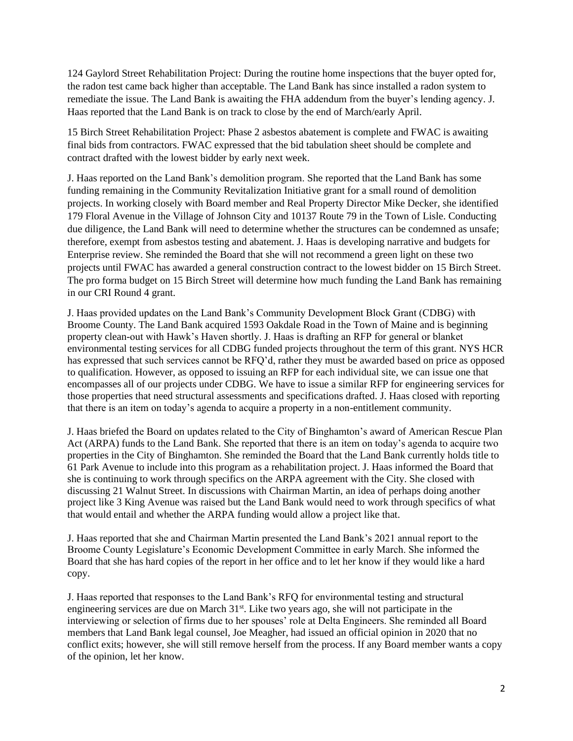124 Gaylord Street Rehabilitation Project: During the routine home inspections that the buyer opted for, the radon test came back higher than acceptable. The Land Bank has since installed a radon system to remediate the issue. The Land Bank is awaiting the FHA addendum from the buyer's lending agency. J. Haas reported that the Land Bank is on track to close by the end of March/early April.

15 Birch Street Rehabilitation Project: Phase 2 asbestos abatement is complete and FWAC is awaiting final bids from contractors. FWAC expressed that the bid tabulation sheet should be complete and contract drafted with the lowest bidder by early next week.

J. Haas reported on the Land Bank's demolition program. She reported that the Land Bank has some funding remaining in the Community Revitalization Initiative grant for a small round of demolition projects. In working closely with Board member and Real Property Director Mike Decker, she identified 179 Floral Avenue in the Village of Johnson City and 10137 Route 79 in the Town of Lisle. Conducting due diligence, the Land Bank will need to determine whether the structures can be condemned as unsafe; therefore, exempt from asbestos testing and abatement. J. Haas is developing narrative and budgets for Enterprise review. She reminded the Board that she will not recommend a green light on these two projects until FWAC has awarded a general construction contract to the lowest bidder on 15 Birch Street. The pro forma budget on 15 Birch Street will determine how much funding the Land Bank has remaining in our CRI Round 4 grant.

J. Haas provided updates on the Land Bank's Community Development Block Grant (CDBG) with Broome County. The Land Bank acquired 1593 Oakdale Road in the Town of Maine and is beginning property clean-out with Hawk's Haven shortly. J. Haas is drafting an RFP for general or blanket environmental testing services for all CDBG funded projects throughout the term of this grant. NYS HCR has expressed that such services cannot be RFQ'd, rather they must be awarded based on price as opposed to qualification. However, as opposed to issuing an RFP for each individual site, we can issue one that encompasses all of our projects under CDBG. We have to issue a similar RFP for engineering services for those properties that need structural assessments and specifications drafted. J. Haas closed with reporting that there is an item on today's agenda to acquire a property in a non-entitlement community.

J. Haas briefed the Board on updates related to the City of Binghamton's award of American Rescue Plan Act (ARPA) funds to the Land Bank. She reported that there is an item on today's agenda to acquire two properties in the City of Binghamton. She reminded the Board that the Land Bank currently holds title to 61 Park Avenue to include into this program as a rehabilitation project. J. Haas informed the Board that she is continuing to work through specifics on the ARPA agreement with the City. She closed with discussing 21 Walnut Street. In discussions with Chairman Martin, an idea of perhaps doing another project like 3 King Avenue was raised but the Land Bank would need to work through specifics of what that would entail and whether the ARPA funding would allow a project like that.

J. Haas reported that she and Chairman Martin presented the Land Bank's 2021 annual report to the Broome County Legislature's Economic Development Committee in early March. She informed the Board that she has hard copies of the report in her office and to let her know if they would like a hard copy.

J. Haas reported that responses to the Land Bank's RFQ for environmental testing and structural engineering services are due on March 31st. Like two years ago, she will not participate in the interviewing or selection of firms due to her spouses' role at Delta Engineers. She reminded all Board members that Land Bank legal counsel, Joe Meagher, had issued an official opinion in 2020 that no conflict exits; however, she will still remove herself from the process. If any Board member wants a copy of the opinion, let her know.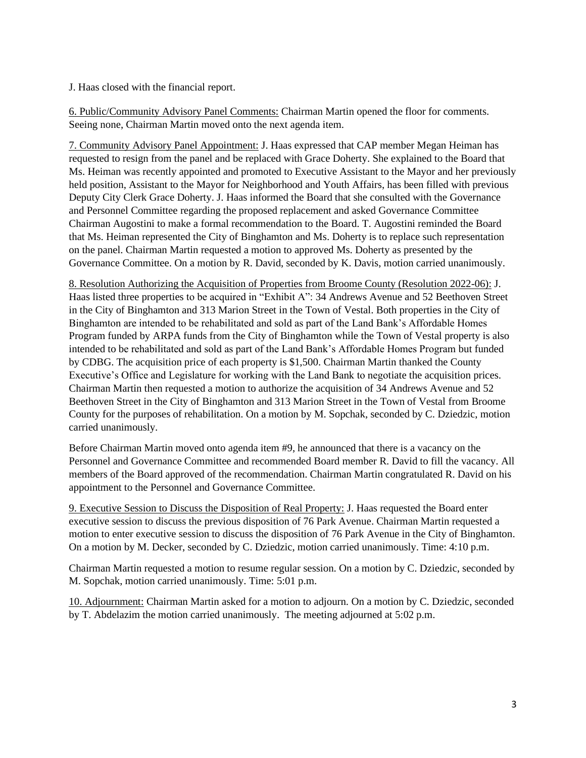J. Haas closed with the financial report.

6. Public/Community Advisory Panel Comments: Chairman Martin opened the floor for comments. Seeing none, Chairman Martin moved onto the next agenda item.

7. Community Advisory Panel Appointment: J. Haas expressed that CAP member Megan Heiman has requested to resign from the panel and be replaced with Grace Doherty. She explained to the Board that Ms. Heiman was recently appointed and promoted to Executive Assistant to the Mayor and her previously held position, Assistant to the Mayor for Neighborhood and Youth Affairs, has been filled with previous Deputy City Clerk Grace Doherty. J. Haas informed the Board that she consulted with the Governance and Personnel Committee regarding the proposed replacement and asked Governance Committee Chairman Augostini to make a formal recommendation to the Board. T. Augostini reminded the Board that Ms. Heiman represented the City of Binghamton and Ms. Doherty is to replace such representation on the panel. Chairman Martin requested a motion to approved Ms. Doherty as presented by the Governance Committee. On a motion by R. David, seconded by K. Davis, motion carried unanimously.

8. Resolution Authorizing the Acquisition of Properties from Broome County (Resolution 2022-06): J. Haas listed three properties to be acquired in "Exhibit A": 34 Andrews Avenue and 52 Beethoven Street in the City of Binghamton and 313 Marion Street in the Town of Vestal. Both properties in the City of Binghamton are intended to be rehabilitated and sold as part of the Land Bank's Affordable Homes Program funded by ARPA funds from the City of Binghamton while the Town of Vestal property is also intended to be rehabilitated and sold as part of the Land Bank's Affordable Homes Program but funded by CDBG. The acquisition price of each property is $1,500. Chairman Martin thanked the County Executive's Office and Legislature for working with the Land Bank to negotiate the acquisition prices. Chairman Martin then requested a motion to authorize the acquisition of 34 Andrews Avenue and 52 Beethoven Street in the City of Binghamton and 313 Marion Street in the Town of Vestal from Broome County for the purposes of rehabilitation. On a motion by M. Sopchak, seconded by C. Dziedzic, motion carried unanimously.

Before Chairman Martin moved onto agenda item #9, he announced that there is a vacancy on the Personnel and Governance Committee and recommended Board member R. David to fill the vacancy. All members of the Board approved of the recommendation. Chairman Martin congratulated R. David on his appointment to the Personnel and Governance Committee.

9. Executive Session to Discuss the Disposition of Real Property: J. Haas requested the Board enter executive session to discuss the previous disposition of 76 Park Avenue. Chairman Martin requested a motion to enter executive session to discuss the disposition of 76 Park Avenue in the City of Binghamton. On a motion by M. Decker, seconded by C. Dziedzic, motion carried unanimously. Time: 4:10 p.m.

Chairman Martin requested a motion to resume regular session. On a motion by C. Dziedzic, seconded by M. Sopchak, motion carried unanimously. Time: 5:01 p.m.

10. Adjournment: Chairman Martin asked for a motion to adjourn. On a motion by C. Dziedzic, seconded by T. Abdelazim the motion carried unanimously. The meeting adjourned at 5:02 p.m.